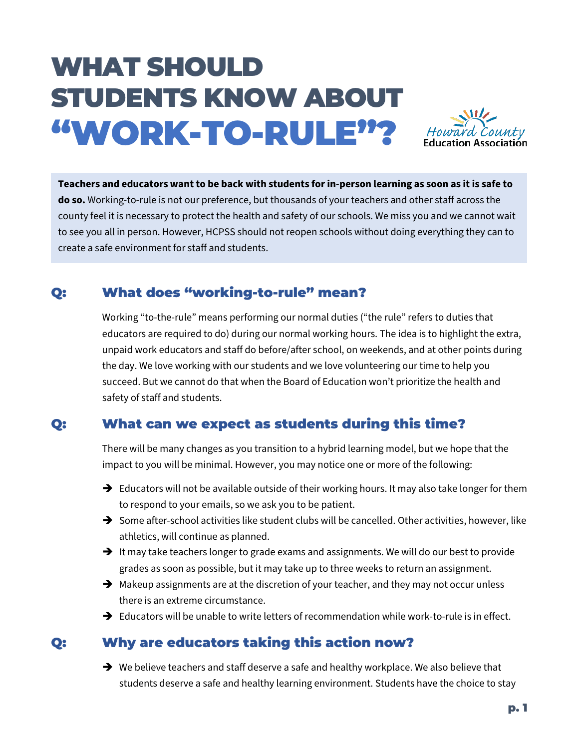# WHAT SHOULD STUDENTS KNOW ABOUT "WORK-TO-RULE"?

Howard County Education Association

**Teachers and educators want to be back with students for in-person learning as soon as it is safe to do so.** Working-to-rule is not our preference, but thousands of your teachers and other staff across the county feel it is necessary to protect the health and safety of our schools. We miss you and we cannot wait to see you all in person. However, HCPSS should not reopen schools without doing everything they can to create a safe environment for staff and students.

## Q: What does "working-to-rule" mean?

Working "to-the-rule" means performing our normal duties ("the rule" refers to duties that educators are required to do) during our normal working hours. The idea is to highlight the extra, unpaid work educators and staff do before/after school, on weekends, and at other points during the day. We love working with our students and we love volunteering our time to help you succeed. But we cannot do that when the Board of Education won't prioritize the health and safety of staff and students.

## Q: What can we expect as students during this time?

There will be many changes as you transition to a hybrid learning model, but we hope that the impact to you will be minimal. However, you may notice one or more of the following:

- Educators will not be available outside of their working hours. It may also take longer for them to respond to your emails, so we ask you to be patient.
- Some after-school activities like student clubs will be cancelled. Other activities, however, like athletics, will continue as planned.
- It may take teachers longer to grade exams and assignments. We will do our best to provide grades as soon as possible, but it may take up to three weeks to return an assignment.
- Makeup assignments are at the discretion of your teacher, and they may not occur unless there is an extreme circumstance.
- Educators will be unable to write letters of recommendation while work-to-rule is in effect.

## Q: Why are educators taking this action now?

- We believe teachers and staff deserve a safe and healthy workplace. We also believe that students deserve a safe and healthy learning environment. Students have the choice to stay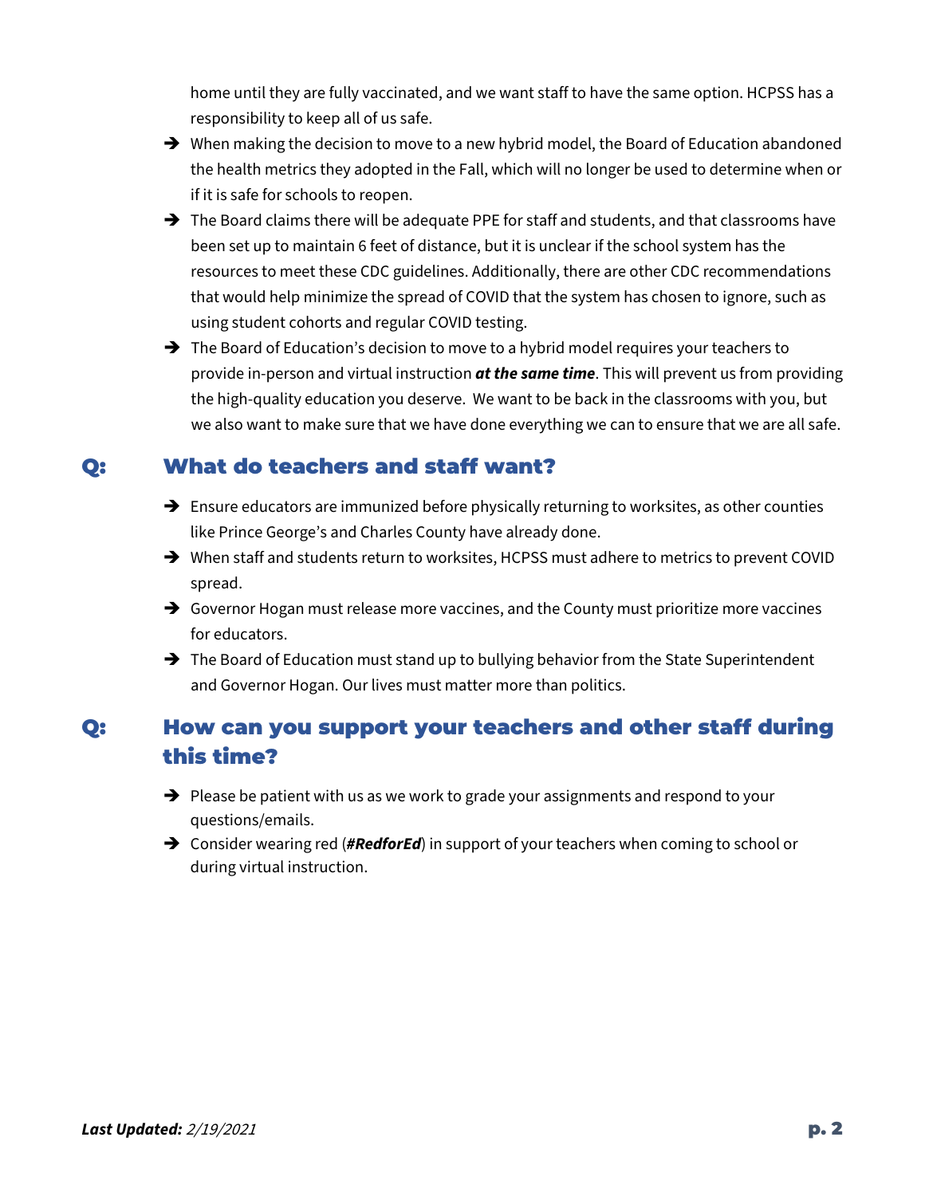home until they are fully vaccinated, and we want staff to have the same option. HCPSS has a responsibility to keep all of us safe.

- When making the decision to move to a new hybrid model, the Board of Education abandoned the health metrics they adopted in the Fall, which will no longer be used to determine when or if it is safe for schools to reopen.
- The Board claims there will be adequate PPE for staff and students, and that classrooms have been set up to maintain 6 feet of distance, but it is unclear if the school system has the resources to meet these CDC guidelines. Additionally, there are other CDC recommendations that would help minimize the spread of COVID that the system has chosen to ignore, such as using student cohorts and regular COVID testing.
- The Board of Education's decision to move to a hybrid model requires your teachers to provide in-person and virtual instruction ***at the same time***. This will prevent us from providing the high-quality education you deserve. We want to be back in the classrooms with you, but we also want to make sure that we have done everything we can to ensure that we are all safe.

## Q: What do teachers and staff want?

- Ensure educators are immunized before physically returning to worksites, as other counties like Prince George's and Charles County have already done.
- When staff and students return to worksites, HCPSS must adhere to metrics to prevent COVID spread.
- Governor Hogan must release more vaccines, and the County must prioritize more vaccines for educators.
- The Board of Education must stand up to bullying behavior from the State Superintendent and Governor Hogan. Our lives must matter more than politics.

## Q: How can you support your teachers and other staff during this time?

- Please be patient with us as we work to grade your assignments and respond to your questions/emails.
- Consider wearing red (***#RedforEd***) in support of your teachers when coming to school or during virtual instruction.

***Last Updated:*** *2/19/2021*